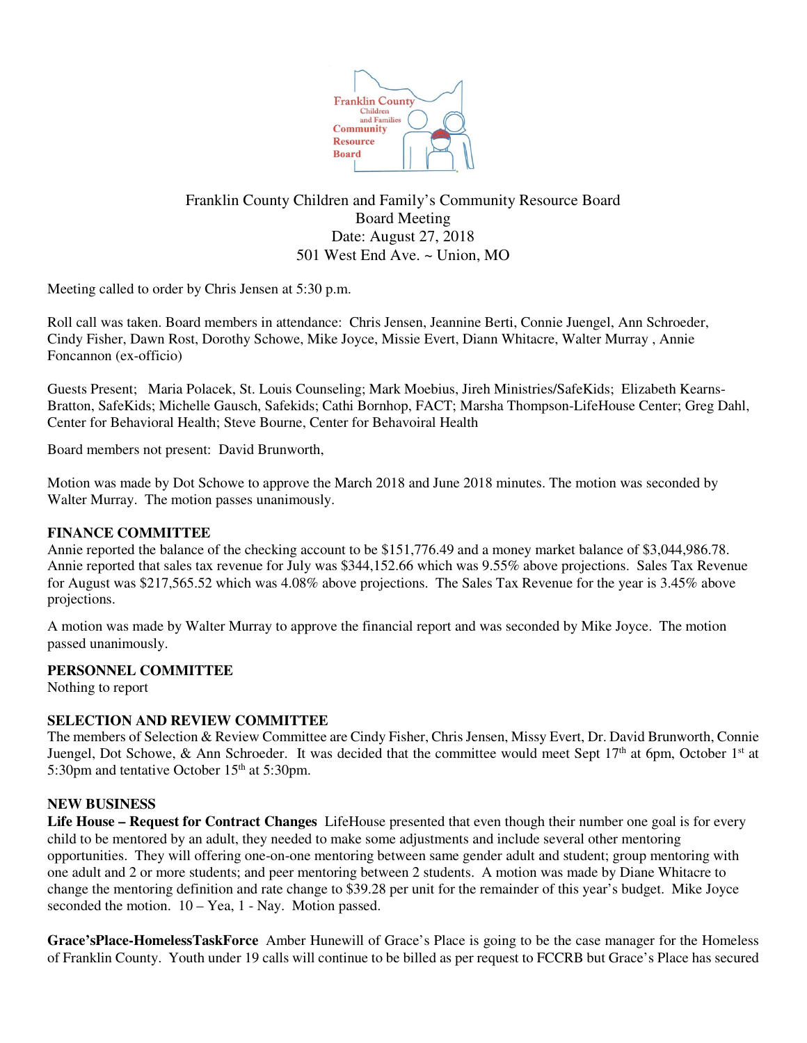Franklin County Children and Family's Community Resource Board
Board Meeting
Date: August 27, 2018
501 West End Ave. ~ Union, MO

Meeting called to order by Chris Jensen at 5:30 p.m.

Roll call was taken. Board members in attendance: Chris Jensen, Jeannine Berti, Connie Juengel, Ann Schroeder, Cindy Fisher, Dawn Rost, Dorothy Schowe, Mike Joyce, Missie Evert, Diann Whitacre, Walter Murray , Annie Foncannon (ex-officio)

Guests Present; Maria Polacek, St. Louis Counseling; Mark Moebius, Jireh Ministries/SafeKids; Elizabeth Kearns-Bratton, SafeKids; Michelle Gausch, Safekids; Cathi Bornhop, FACT; Marsha Thompson-LifeHouse Center; Greg Dahl, Center for Behavioral Health; Steve Bourne, Center for Behavoiral Health

Board members not present: David Brunworth,

Motion was made by Dot Schowe to approve the March 2018 and June 2018 minutes. The motion was seconded by Walter Murray. The motion passes unanimously.

**FINANCE COMMITTEE**

Annie reported the balance of the checking account to be $151,776.49 and a money market balance of $3,044,986.78. Annie reported that sales tax revenue for July was $344,152.66 which was 9.55% above projections. Sales Tax Revenue for August was $217,565.52 which was 4.08% above projections. The Sales Tax Revenue for the year is 3.45% above projections.

A motion was made by Walter Murray to approve the financial report and was seconded by Mike Joyce. The motion passed unanimously.

**PERSONNEL COMMITTEE**

Nothing to report

**SELECTION AND REVIEW COMMITTEE**

The members of Selection & Review Committee are Cindy Fisher, Chris Jensen, Missy Evert, Dr. David Brunworth, Connie Juengel, Dot Schowe, & Ann Schroeder. It was decided that the committee would meet Sept 17th at 6pm, October 1st at 5:30pm and tentative October 15th at 5:30pm.

**NEW BUSINESS**

**Life House – Request for Contract Changes** LifeHouse presented that even though their number one goal is for every child to be mentored by an adult, they needed to make some adjustments and include several other mentoring opportunities. They will offering one-on-one mentoring between same gender adult and student; group mentoring with one adult and 2 or more students; and peer mentoring between 2 students. A motion was made by Diane Whitacre to change the mentoring definition and rate change to $39.28 per unit for the remainder of this year's budget. Mike Joyce seconded the motion. 10 – Yea, 1 - Nay. Motion passed.

**Grace'sPlace-HomelessTaskForce** Amber Hunewill of Grace's Place is going to be the case manager for the Homeless of Franklin County. Youth under 19 calls will continue to be billed as per request to FCCRB but Grace's Place has secured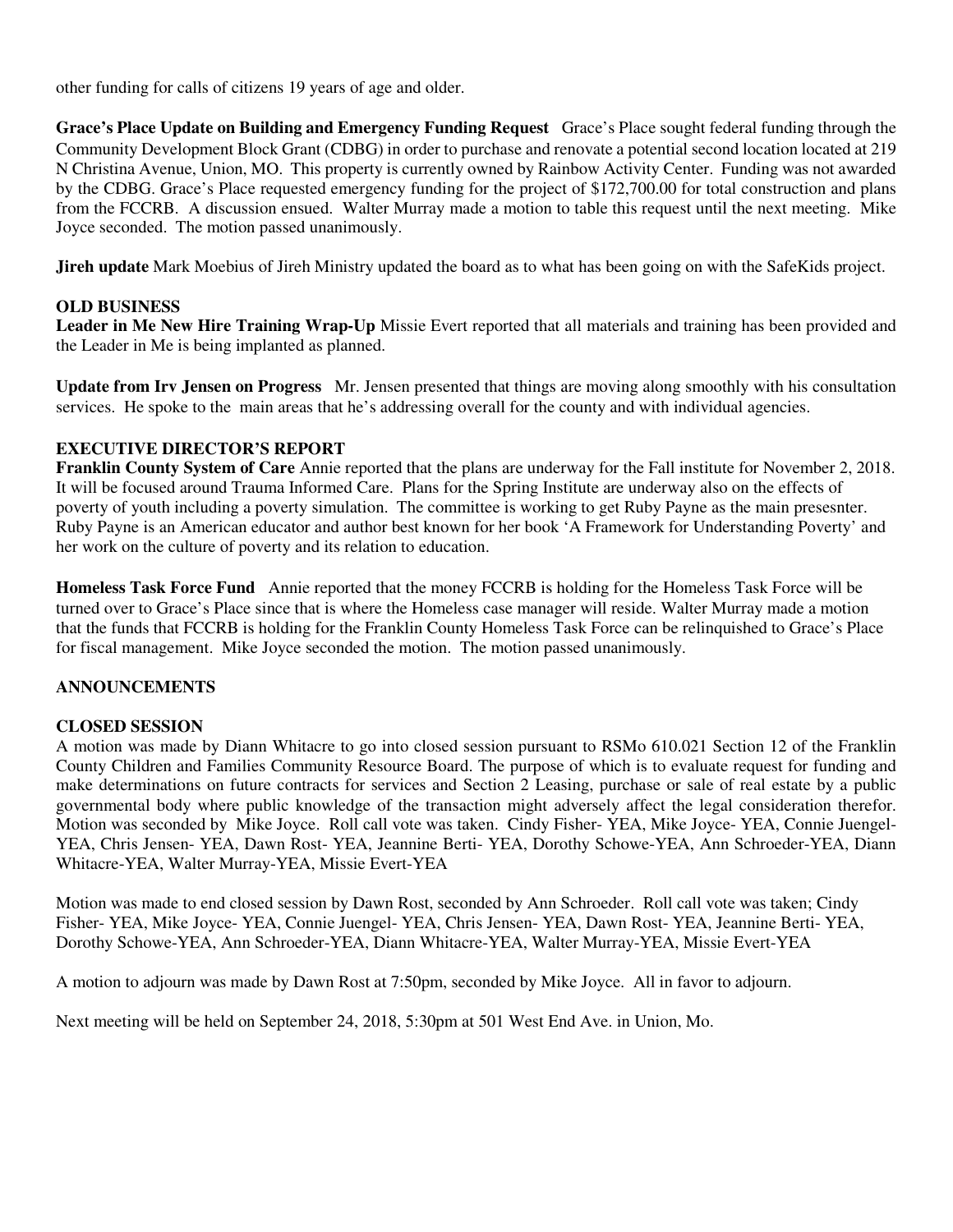other funding for calls of citizens 19 years of age and older.

**Grace's Place Update on Building and Emergency Funding Request** Grace's Place sought federal funding through the Community Development Block Grant (CDBG) in order to purchase and renovate a potential second location located at 219 N Christina Avenue, Union, MO. This property is currently owned by Rainbow Activity Center. Funding was not awarded by the CDBG. Grace's Place requested emergency funding for the project of $172,700.00 for total construction and plans from the FCCRB. A discussion ensued. Walter Murray made a motion to table this request until the next meeting. Mike Joyce seconded. The motion passed unanimously.

**Jireh update** Mark Moebius of Jireh Ministry updated the board as to what has been going on with the SafeKids project.

**OLD BUSINESS**

**Leader in Me New Hire Training Wrap-Up** Missie Evert reported that all materials and training has been provided and the Leader in Me is being implanted as planned.

**Update from Irv Jensen on Progress** Mr. Jensen presented that things are moving along smoothly with his consultation services. He spoke to the main areas that he's addressing overall for the county and with individual agencies.

**EXECUTIVE DIRECTOR'S REPORT**

**Franklin County System of Care** Annie reported that the plans are underway for the Fall institute for November 2, 2018. It will be focused around Trauma Informed Care. Plans for the Spring Institute are underway also on the effects of poverty of youth including a poverty simulation. The committee is working to get Ruby Payne as the main presesnter. Ruby Payne is an American educator and author best known for her book 'A Framework for Understanding Poverty' and her work on the culture of poverty and its relation to education.

**Homeless Task Force Fund** Annie reported that the money FCCRB is holding for the Homeless Task Force will be turned over to Grace's Place since that is where the Homeless case manager will reside. Walter Murray made a motion that the funds that FCCRB is holding for the Franklin County Homeless Task Force can be relinquished to Grace's Place for fiscal management. Mike Joyce seconded the motion. The motion passed unanimously.

**ANNOUNCEMENTS**

**CLOSED SESSION**

A motion was made by Diann Whitacre to go into closed session pursuant to RSMo 610.021 Section 12 of the Franklin County Children and Families Community Resource Board. The purpose of which is to evaluate request for funding and make determinations on future contracts for services and Section 2 Leasing, purchase or sale of real estate by a public governmental body where public knowledge of the transaction might adversely affect the legal consideration therefor. Motion was seconded by Mike Joyce. Roll call vote was taken. Cindy Fisher- YEA, Mike Joyce- YEA, Connie Juengel- YEA, Chris Jensen- YEA, Dawn Rost- YEA, Jeannine Berti- YEA, Dorothy Schowe-YEA, Ann Schroeder-YEA, Diann Whitacre-YEA, Walter Murray-YEA, Missie Evert-YEA

Motion was made to end closed session by Dawn Rost, seconded by Ann Schroeder. Roll call vote was taken; Cindy Fisher- YEA, Mike Joyce- YEA, Connie Juengel- YEA, Chris Jensen- YEA, Dawn Rost- YEA, Jeannine Berti- YEA, Dorothy Schowe-YEA, Ann Schroeder-YEA, Diann Whitacre-YEA, Walter Murray-YEA, Missie Evert-YEA

A motion to adjourn was made by Dawn Rost at 7:50pm, seconded by Mike Joyce. All in favor to adjourn.

Next meeting will be held on September 24, 2018, 5:30pm at 501 West End Ave. in Union, Mo.